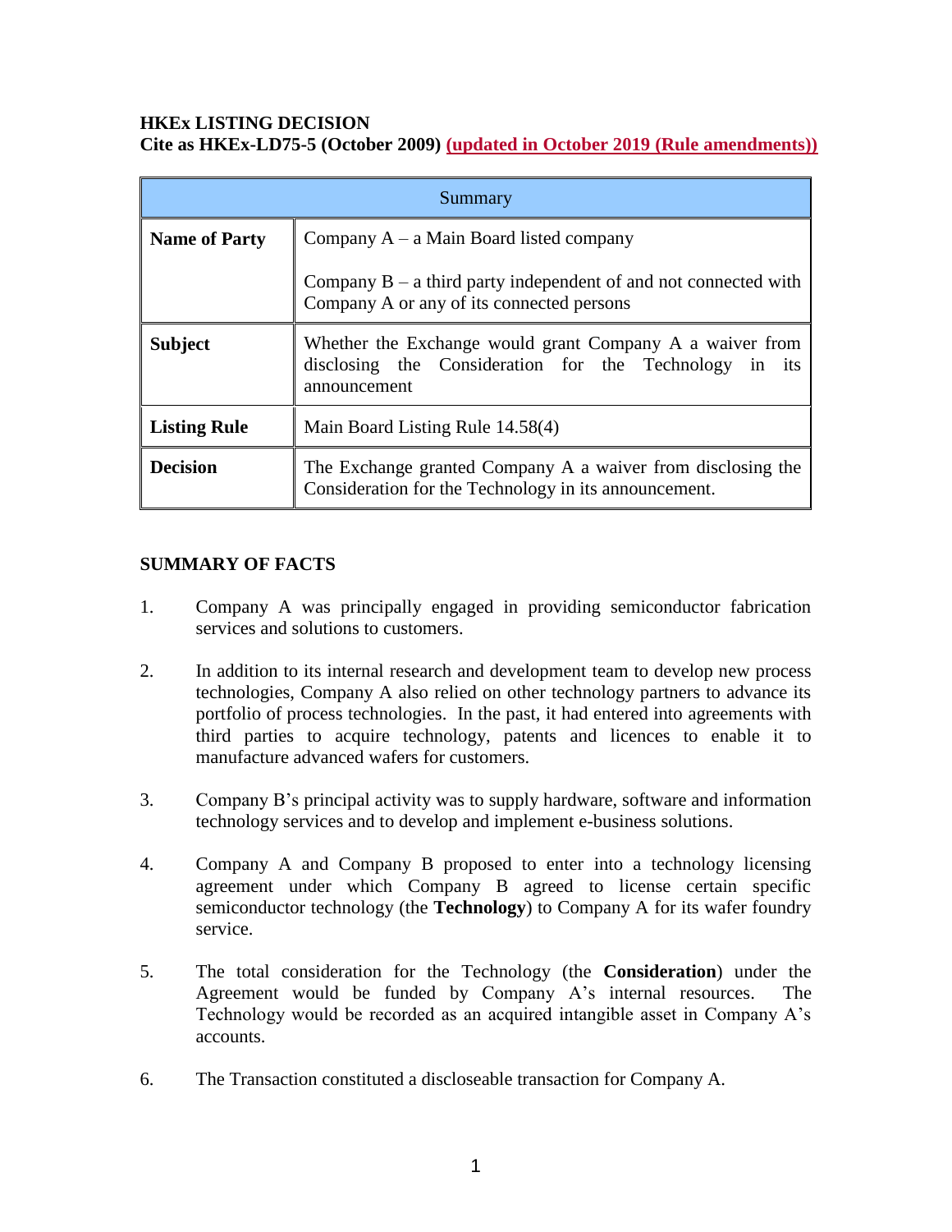**HKEx LISTING DECISION**
**Cite as HKEx-LD75-5 (October 2009) (updated in October 2019 (Rule amendments))**

| Summary | |
|---|---|
| **Name of Party** | Company A – a Main Board listed company<br><br>Company B – a third party independent of and not connected with Company A or any of its connected persons |
| **Subject** | Whether the Exchange would grant Company A a waiver from disclosing the Consideration for the Technology in its announcement |
| **Listing Rule** | Main Board Listing Rule 14.58(4) |
| **Decision** | The Exchange granted Company A a waiver from disclosing the Consideration for the Technology in its announcement. |

## SUMMARY OF FACTS

1. Company A was principally engaged in providing semiconductor fabrication services and solutions to customers.

2. In addition to its internal research and development team to develop new process technologies, Company A also relied on other technology partners to advance its portfolio of process technologies. In the past, it had entered into agreements with third parties to acquire technology, patents and licences to enable it to manufacture advanced wafers for customers.

3. Company B's principal activity was to supply hardware, software and information technology services and to develop and implement e-business solutions.

4. Company A and Company B proposed to enter into a technology licensing agreement under which Company B agreed to license certain specific semiconductor technology (the **Technology**) to Company A for its wafer foundry service.

5. The total consideration for the Technology (the **Consideration**) under the Agreement would be funded by Company A's internal resources. The Technology would be recorded as an acquired intangible asset in Company A's accounts.

6. The Transaction constituted a discloseable transaction for Company A.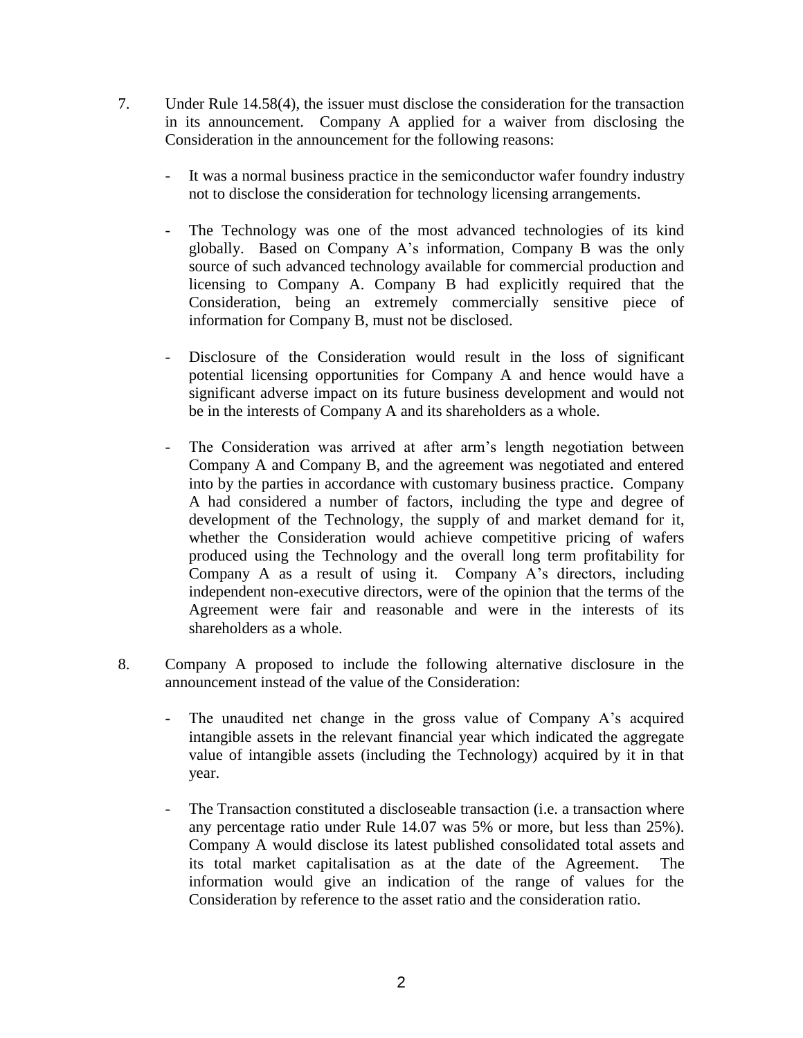7. Under Rule 14.58(4), the issuer must disclose the consideration for the transaction in its announcement. Company A applied for a waiver from disclosing the Consideration in the announcement for the following reasons:

   - It was a normal business practice in the semiconductor wafer foundry industry not to disclose the consideration for technology licensing arrangements.

   - The Technology was one of the most advanced technologies of its kind globally. Based on Company A's information, Company B was the only source of such advanced technology available for commercial production and licensing to Company A. Company B had explicitly required that the Consideration, being an extremely commercially sensitive piece of information for Company B, must not be disclosed.

   - Disclosure of the Consideration would result in the loss of significant potential licensing opportunities for Company A and hence would have a significant adverse impact on its future business development and would not be in the interests of Company A and its shareholders as a whole.

   - The Consideration was arrived at after arm's length negotiation between Company A and Company B, and the agreement was negotiated and entered into by the parties in accordance with customary business practice. Company A had considered a number of factors, including the type and degree of development of the Technology, the supply of and market demand for it, whether the Consideration would achieve competitive pricing of wafers produced using the Technology and the overall long term profitability for Company A as a result of using it. Company A's directors, including independent non-executive directors, were of the opinion that the terms of the Agreement were fair and reasonable and were in the interests of its shareholders as a whole.

8. Company A proposed to include the following alternative disclosure in the announcement instead of the value of the Consideration:

   - The unaudited net change in the gross value of Company A's acquired intangible assets in the relevant financial year which indicated the aggregate value of intangible assets (including the Technology) acquired by it in that year.

   - The Transaction constituted a discloseable transaction (i.e. a transaction where any percentage ratio under Rule 14.07 was 5% or more, but less than 25%). Company A would disclose its latest published consolidated total assets and its total market capitalisation as at the date of the Agreement. The information would give an indication of the range of values for the Consideration by reference to the asset ratio and the consideration ratio.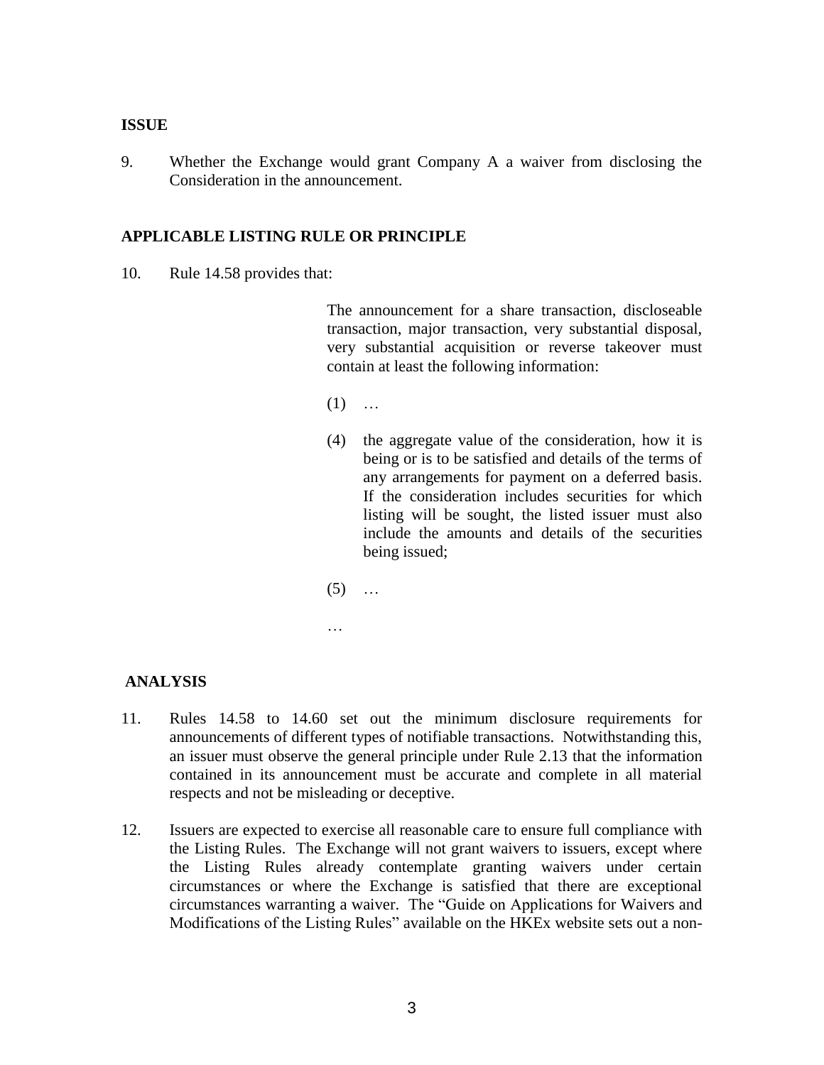**ISSUE**

9. Whether the Exchange would grant Company A a waiver from disclosing the Consideration in the announcement.

**APPLICABLE LISTING RULE OR PRINCIPLE**

10. Rule 14.58 provides that:

> The announcement for a share transaction, discloseable transaction, major transaction, very substantial disposal, very substantial acquisition or reverse takeover must contain at least the following information:
>
> (1) …
>
> (4) the aggregate value of the consideration, how it is being or is to be satisfied and details of the terms of any arrangements for payment on a deferred basis. If the consideration includes securities for which listing will be sought, the listed issuer must also include the amounts and details of the securities being issued;
>
> (5) …
>
> …

**ANALYSIS**

11. Rules 14.58 to 14.60 set out the minimum disclosure requirements for announcements of different types of notifiable transactions. Notwithstanding this, an issuer must observe the general principle under Rule 2.13 that the information contained in its announcement must be accurate and complete in all material respects and not be misleading or deceptive.

12. Issuers are expected to exercise all reasonable care to ensure full compliance with the Listing Rules. The Exchange will not grant waivers to issuers, except where the Listing Rules already contemplate granting waivers under certain circumstances or where the Exchange is satisfied that there are exceptional circumstances warranting a waiver. The "Guide on Applications for Waivers and Modifications of the Listing Rules" available on the HKEx website sets out a non-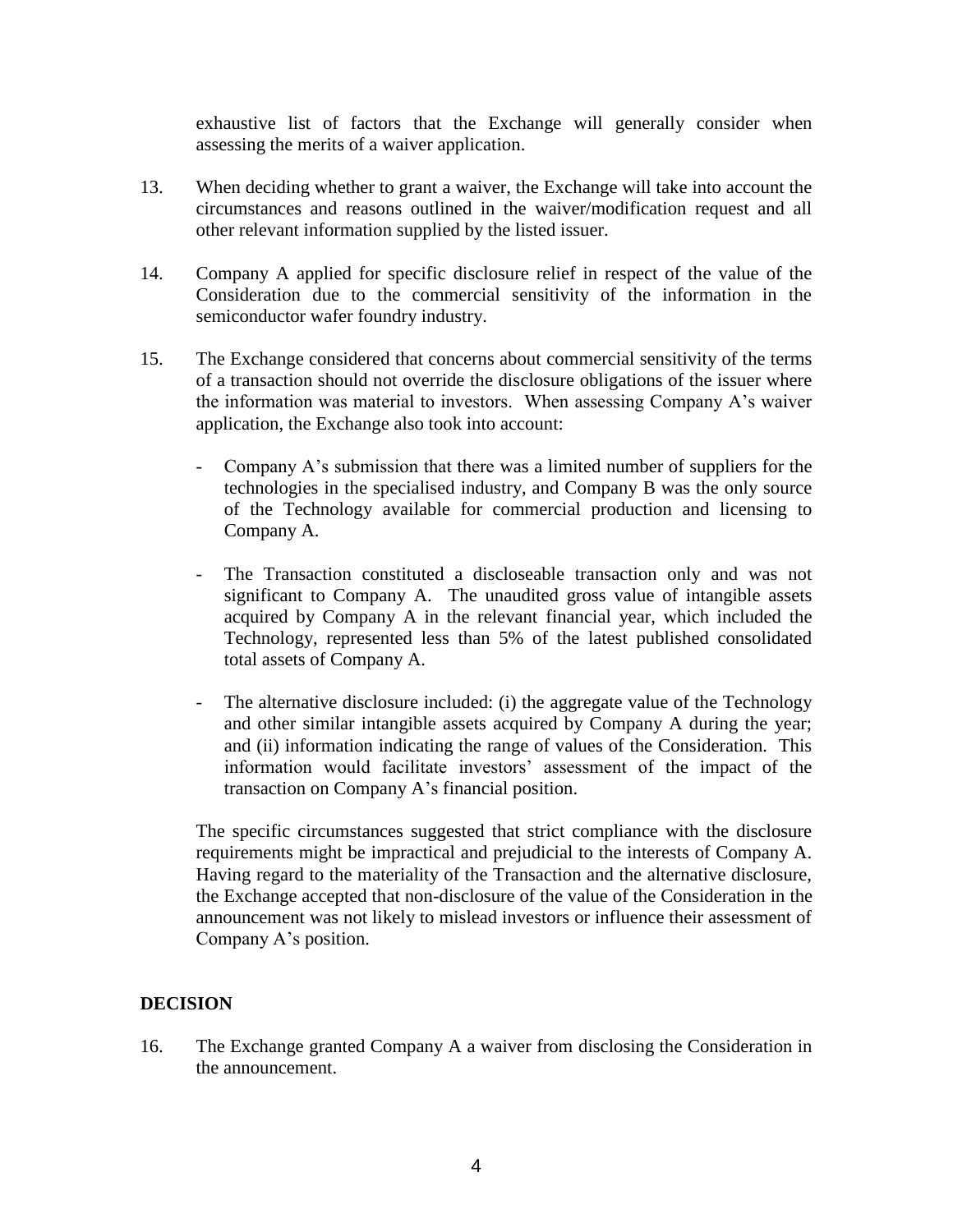exhaustive list of factors that the Exchange will generally consider when assessing the merits of a waiver application.

13. When deciding whether to grant a waiver, the Exchange will take into account the circumstances and reasons outlined in the waiver/modification request and all other relevant information supplied by the listed issuer.

14. Company A applied for specific disclosure relief in respect of the value of the Consideration due to the commercial sensitivity of the information in the semiconductor wafer foundry industry.

15. The Exchange considered that concerns about commercial sensitivity of the terms of a transaction should not override the disclosure obligations of the issuer where the information was material to investors. When assessing Company A's waiver application, the Exchange also took into account:

    - Company A's submission that there was a limited number of suppliers for the technologies in the specialised industry, and Company B was the only source of the Technology available for commercial production and licensing to Company A.

    - The Transaction constituted a discloseable transaction only and was not significant to Company A. The unaudited gross value of intangible assets acquired by Company A in the relevant financial year, which included the Technology, represented less than 5% of the latest published consolidated total assets of Company A.

    - The alternative disclosure included: (i) the aggregate value of the Technology and other similar intangible assets acquired by Company A during the year; and (ii) information indicating the range of values of the Consideration. This information would facilitate investors' assessment of the impact of the transaction on Company A's financial position.

    The specific circumstances suggested that strict compliance with the disclosure requirements might be impractical and prejudicial to the interests of Company A. Having regard to the materiality of the Transaction and the alternative disclosure, the Exchange accepted that non-disclosure of the value of the Consideration in the announcement was not likely to mislead investors or influence their assessment of Company A's position.

## DECISION

16. The Exchange granted Company A a waiver from disclosing the Consideration in the announcement.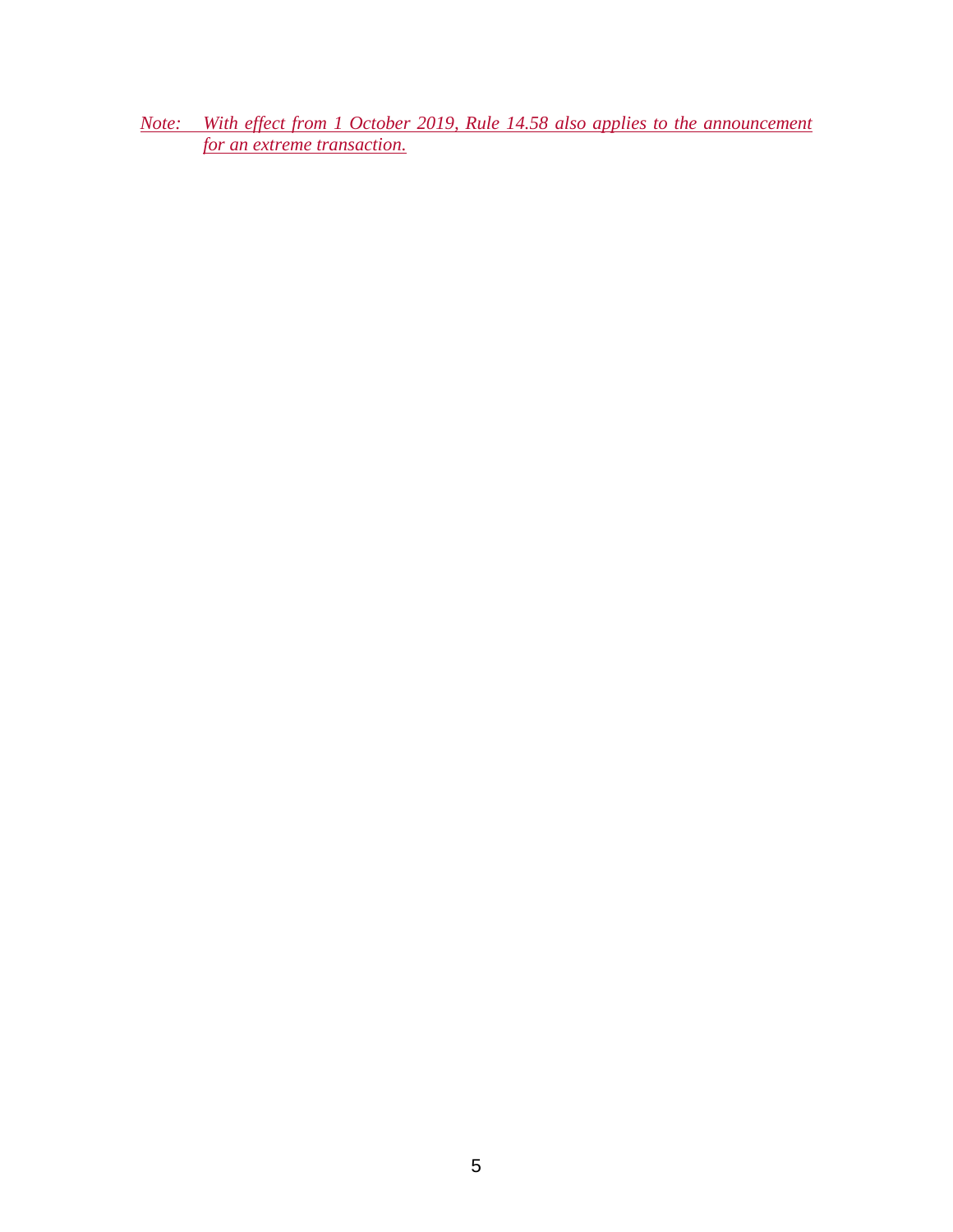*Note: With effect from 1 October 2019, Rule 14.58 also applies to the announcement for an extreme transaction.*